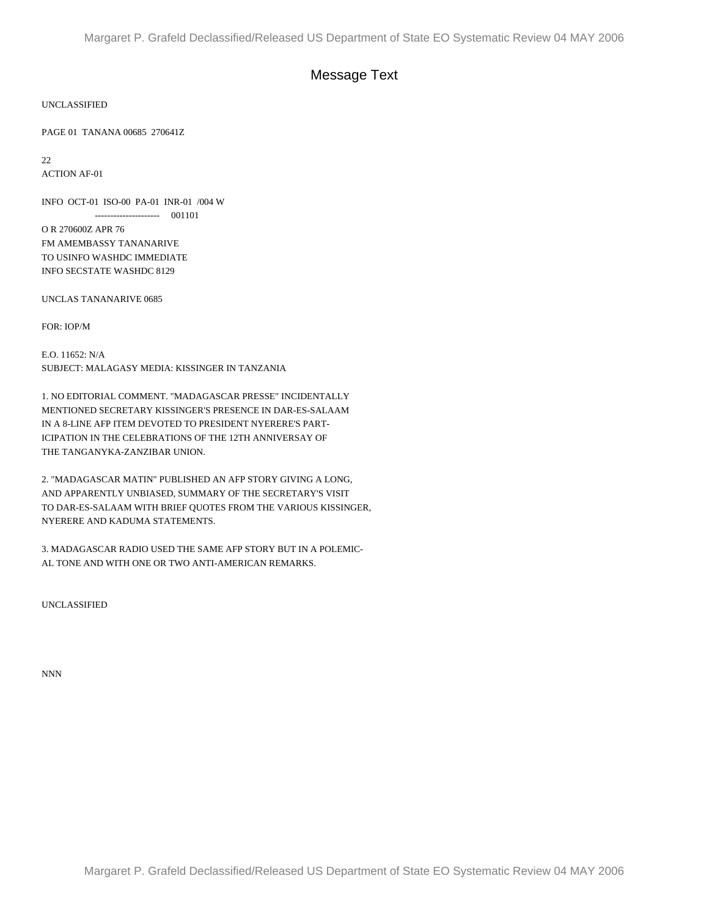# Message Text

UNCLASSIFIED

PAGE 01 TANANA 00685 270641Z

22
ACTION AF-01

INFO OCT-01 ISO-00 PA-01 INR-01 /004 W
--------------------- 001101

O R 270600Z APR 76
FM AMEMBASSY TANANARIVE
TO USINFO WASHDC IMMEDIATE
INFO SECSTATE WASHDC 8129

UNCLAS TANANARIVE 0685

FOR: IOP/M

E.O. 11652: N/A
SUBJECT: MALAGASY MEDIA: KISSINGER IN TANZANIA

1. NO EDITORIAL COMMENT. "MADAGASCAR PRESSE" INCIDENTALLY MENTIONED SECRETARY KISSINGER'S PRESENCE IN DAR-ES-SALAAM IN A 8-LINE AFP ITEM DEVOTED TO PRESIDENT NYERERE'S PART-ICIPATION IN THE CELEBRATIONS OF THE 12TH ANNIVERSAY OF THE TANGANYKA-ZANZIBAR UNION.

2. "MADAGASCAR MATIN" PUBLISHED AN AFP STORY GIVING A LONG, AND APPARENTLY UNBIASED, SUMMARY OF THE SECRETARY'S VISIT TO DAR-ES-SALAAM WITH BRIEF QUOTES FROM THE VARIOUS KISSINGER, NYERERE AND KADUMA STATEMENTS.

3. MADAGASCAR RADIO USED THE SAME AFP STORY BUT IN A POLEMIC-AL TONE AND WITH ONE OR TWO ANTI-AMERICAN REMARKS.

UNCLASSIFIED

NNN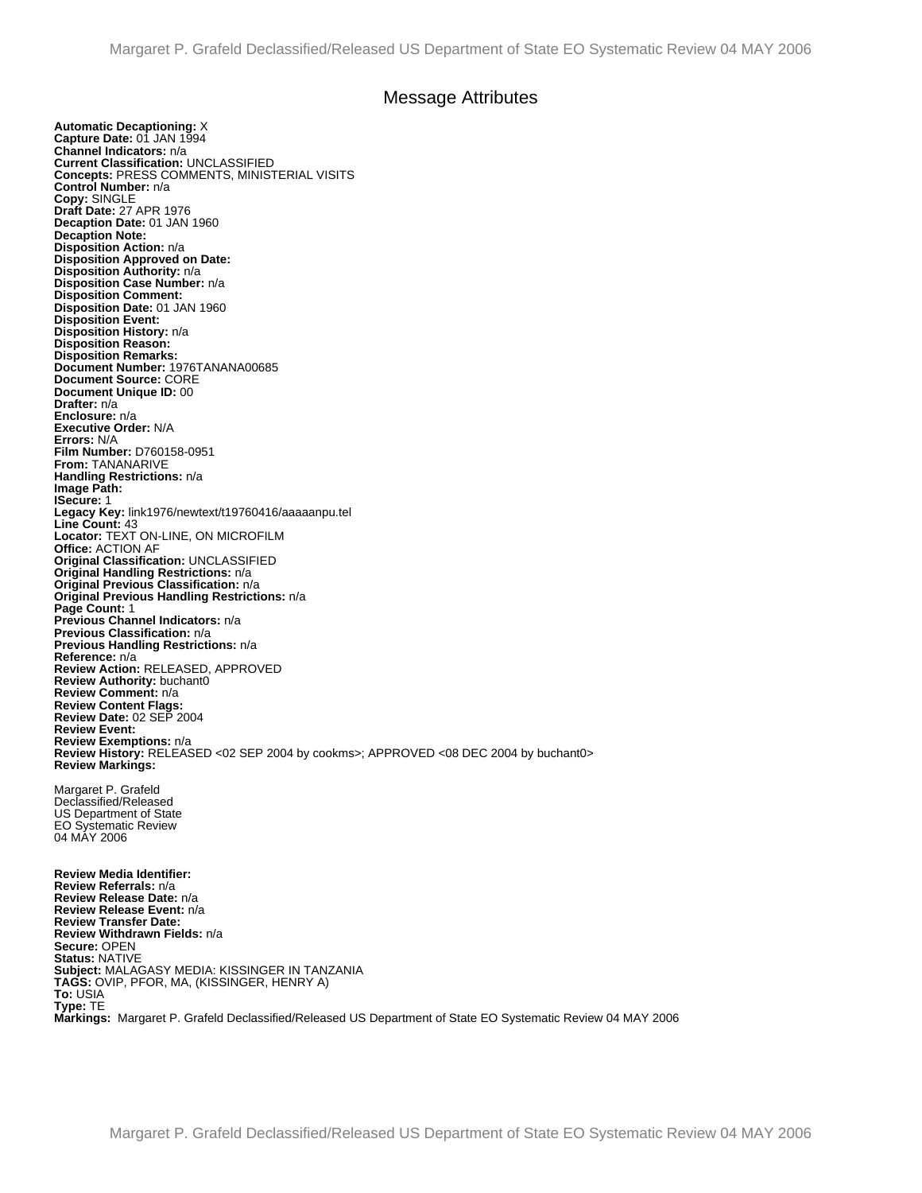# Message Attributes

**Automatic Decaptioning:** X
**Capture Date:** 01 JAN 1994
**Channel Indicators:** n/a
**Current Classification:** UNCLASSIFIED
**Concepts:** PRESS COMMENTS, MINISTERIAL VISITS
**Control Number:** n/a
**Copy:** SINGLE
**Draft Date:** 27 APR 1976
**Decaption Date:** 01 JAN 1960
**Decaption Note:**
**Disposition Action:** n/a
**Disposition Approved on Date:**
**Disposition Authority:** n/a
**Disposition Case Number:** n/a
**Disposition Comment:**
**Disposition Date:** 01 JAN 1960
**Disposition Event:**
**Disposition History:** n/a
**Disposition Reason:**
**Disposition Remarks:**
**Document Number:** 1976TANANA00685
**Document Source:** CORE
**Document Unique ID:** 00
**Drafter:** n/a
**Enclosure:** n/a
**Executive Order:** N/A
**Errors:** N/A
**Film Number:** D760158-0951
**From:** TANANARIVE
**Handling Restrictions:** n/a
**Image Path:**
**ISecure:** 1
**Legacy Key:** link1976/newtext/t19760416/aaaaanpu.tel
**Line Count:** 43
**Locator:** TEXT ON-LINE, ON MICROFILM
**Office:** ACTION AF
**Original Classification:** UNCLASSIFIED
**Original Handling Restrictions:** n/a
**Original Previous Classification:** n/a
**Original Previous Handling Restrictions:** n/a
**Page Count:** 1
**Previous Channel Indicators:** n/a
**Previous Classification:** n/a
**Previous Handling Restrictions:** n/a
**Reference:** n/a
**Review Action:** RELEASED, APPROVED
**Review Authority:** buchant0
**Review Comment:** n/a
**Review Content Flags:**
**Review Date:** 02 SEP 2004
**Review Event:**
**Review Exemptions:** n/a
**Review History:** RELEASED <02 SEP 2004 by cookms>; APPROVED <08 DEC 2004 by buchant0>
**Review Markings:**

Margaret P. Grafeld
Declassified/Released
US Department of State
EO Systematic Review
04 MAY 2006

**Review Media Identifier:**
**Review Referrals:** n/a
**Review Release Date:** n/a
**Review Release Event:** n/a
**Review Transfer Date:**
**Review Withdrawn Fields:** n/a
**Secure:** OPEN
**Status:** NATIVE
**Subject:** MALAGASY MEDIA: KISSINGER IN TANZANIA
**TAGS:** OVIP, PFOR, MA, (KISSINGER, HENRY A)
**To:** USIA
**Type:** TE
**Markings:** Margaret P. Grafeld Declassified/Released US Department of State EO Systematic Review 04 MAY 2006